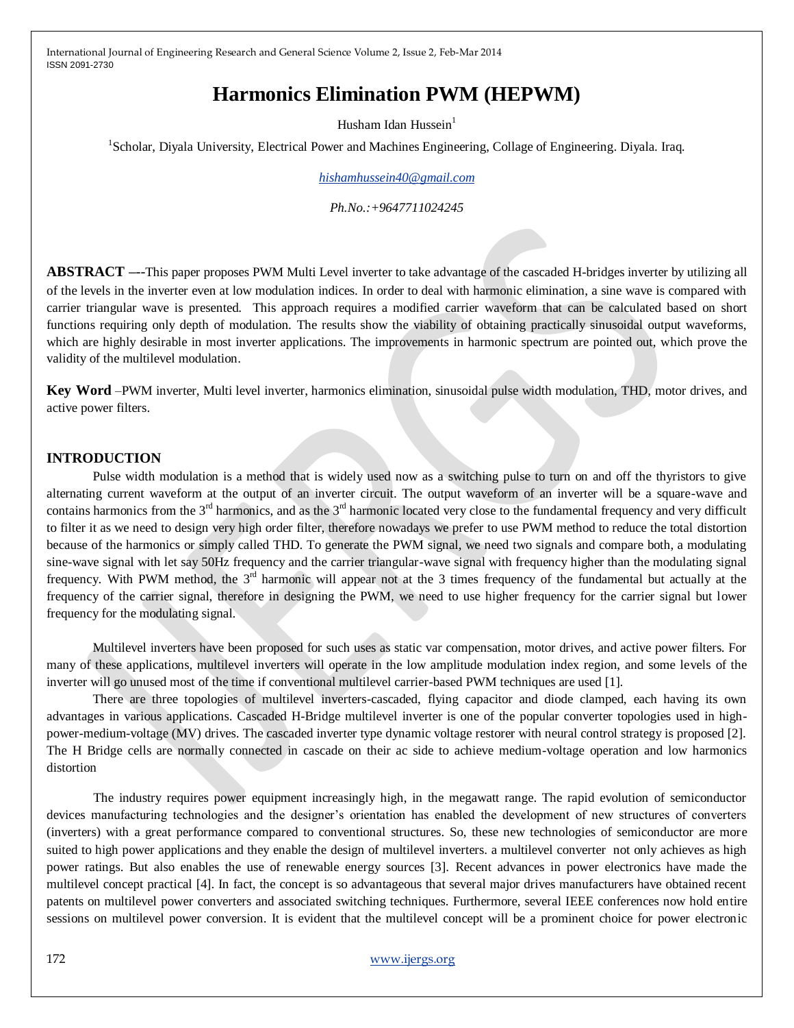# Harmonics Elimination PWM (HEPWM)

Husham Idan Hussein[1]

[1]Scholar, Diyala University, Electrical Power and Machines Engineering, Collage of Engineering. Diyala. Iraq.

*hishamhussein40@gmail.com*

*Ph.No.:+9647711024245*

**ABSTRACT —-**This paper proposes PWM Multi Level inverter to take advantage of the cascaded H-bridges inverter by utilizing all of the levels in the inverter even at low modulation indices. In order to deal with harmonic elimination, a sine wave is compared with carrier triangular wave is presented. This approach requires a modified carrier waveform that can be calculated based on short functions requiring only depth of modulation. The results show the viability of obtaining practically sinusoidal output waveforms, which are highly desirable in most inverter applications. The improvements in harmonic spectrum are pointed out, which prove the validity of the multilevel modulation.

**Key Word** –PWM inverter, Multi level inverter, harmonics elimination, sinusoidal pulse width modulation, THD, motor drives, and active power filters.

## INTRODUCTION

Pulse width modulation is a method that is widely used now as a switching pulse to turn on and off the thyristors to give alternating current waveform at the output of an inverter circuit. The output waveform of an inverter will be a square-wave and contains harmonics from the 3rd harmonics, and as the 3rd harmonic located very close to the fundamental frequency and very difficult to filter it as we need to design very high order filter, therefore nowadays we prefer to use PWM method to reduce the total distortion because of the harmonics or simply called THD. To generate the PWM signal, we need two signals and compare both, a modulating sine-wave signal with let say 50Hz frequency and the carrier triangular-wave signal with frequency higher than the modulating signal frequency. With PWM method, the 3rd harmonic will appear not at the 3 times frequency of the fundamental but actually at the frequency of the carrier signal, therefore in designing the PWM, we need to use higher frequency for the carrier signal but lower frequency for the modulating signal.

Multilevel inverters have been proposed for such uses as static var compensation, motor drives, and active power filters. For many of these applications, multilevel inverters will operate in the low amplitude modulation index region, and some levels of the inverter will go unused most of the time if conventional multilevel carrier-based PWM techniques are used [1].

There are three topologies of multilevel inverters-cascaded, flying capacitor and diode clamped, each having its own advantages in various applications. Cascaded H-Bridge multilevel inverter is one of the popular converter topologies used in high-power-medium-voltage (MV) drives. The cascaded inverter type dynamic voltage restorer with neural control strategy is proposed [2]. The H Bridge cells are normally connected in cascade on their ac side to achieve medium-voltage operation and low harmonics distortion

The industry requires power equipment increasingly high, in the megawatt range. The rapid evolution of semiconductor devices manufacturing technologies and the designer's orientation has enabled the development of new structures of converters (inverters) with a great performance compared to conventional structures. So, these new technologies of semiconductor are more suited to high power applications and they enable the design of multilevel inverters. a multilevel converter not only achieves as high power ratings. But also enables the use of renewable energy sources [3]. Recent advances in power electronics have made the multilevel concept practical [4]. In fact, the concept is so advantageous that several major drives manufacturers have obtained recent patents on multilevel power converters and associated switching techniques. Furthermore, several IEEE conferences now hold entire sessions on multilevel power conversion. It is evident that the multilevel concept will be a prominent choice for power electronic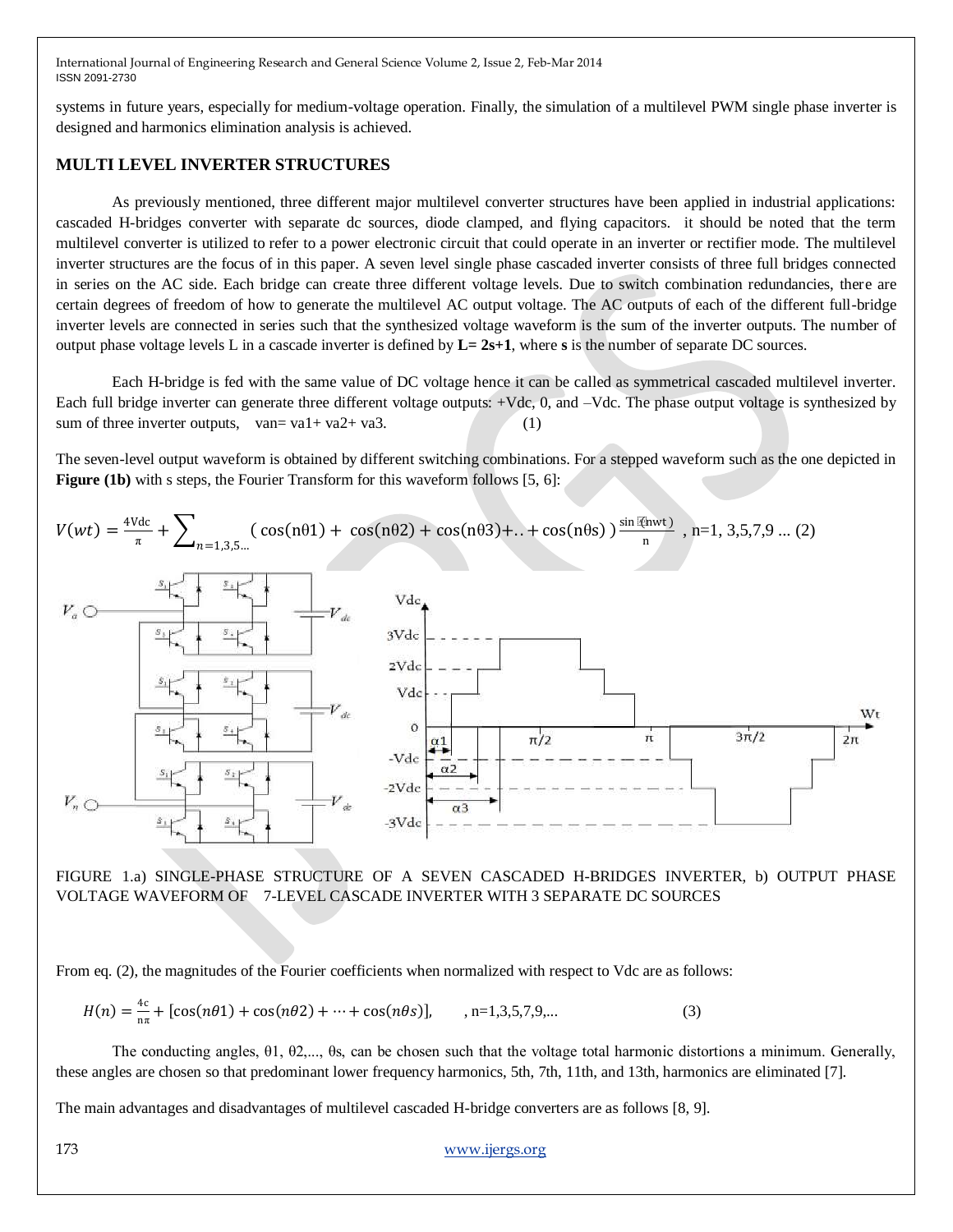systems in future years, especially for medium-voltage operation. Finally, the simulation of a multilevel PWM single phase inverter is designed and harmonics elimination analysis is achieved.

## MULTI LEVEL INVERTER STRUCTURES

As previously mentioned, three different major multilevel converter structures have been applied in industrial applications: cascaded H-bridges converter with separate dc sources, diode clamped, and flying capacitors. it should be noted that the term multilevel converter is utilized to refer to a power electronic circuit that could operate in an inverter or rectifier mode. The multilevel inverter structures are the focus of in this paper. A seven level single phase cascaded inverter consists of three full bridges connected in series on the AC side. Each bridge can create three different voltage levels. Due to switch combination redundancies, there are certain degrees of freedom of how to generate the multilevel AC output voltage. The AC outputs of each of the different full-bridge inverter levels are connected in series such that the synthesized voltage waveform is the sum of the inverter outputs. The number of output phase voltage levels L in a cascade inverter is defined by **L= 2s+1**, where **s** is the number of separate DC sources.

Each H-bridge is fed with the same value of DC voltage hence it can be called as symmetrical cascaded multilevel inverter. Each full bridge inverter can generate three different voltage outputs: +Vdc, 0, and –Vdc. The phase output voltage is synthesized by sum of three inverter outputs, van= va1+ va2+ va3. (1)

The seven-level output waveform is obtained by different switching combinations. For a stepped waveform such as the one depicted in **Figure (1b)** with s steps, the Fourier Transform for this waveform follows [5, 6]:

$$V(wt) = \frac{4\mathrm{Vdc}}{\pi} + \sum_{n=1,3,5...} (\cos(n\theta1) + \cos(n\theta2) + \cos(n\theta3) + .. + \cos(n\theta s))\frac{\sin(nwt)}{n} \text{ , n=1, 3,5,7,9 ... (2)}$$

FIGURE 1.a) SINGLE-PHASE STRUCTURE OF A SEVEN CASCADED H-BRIDGES INVERTER, b) OUTPUT PHASE VOLTAGE WAVEFORM OF 7-LEVEL CASCADE INVERTER WITH 3 SEPARATE DC SOURCES

From eq. (2), the magnitudes of the Fourier coefficients when normalized with respect to Vdc are as follows:

$$H(n) = \frac{4c}{n\pi} + [\cos(n\theta 1) + \cos(n\theta 2) + \cdots + \cos(n\theta s)], \quad \text{, n=1,3,5,7,9,...} \quad (3)$$

The conducting angles, θ1, θ2,..., θs, can be chosen such that the voltage total harmonic distortions a minimum. Generally, these angles are chosen so that predominant lower frequency harmonics, 5th, 7th, 11th, and 13th, harmonics are eliminated [7].

The main advantages and disadvantages of multilevel cascaded H-bridge converters are as follows [8, 9].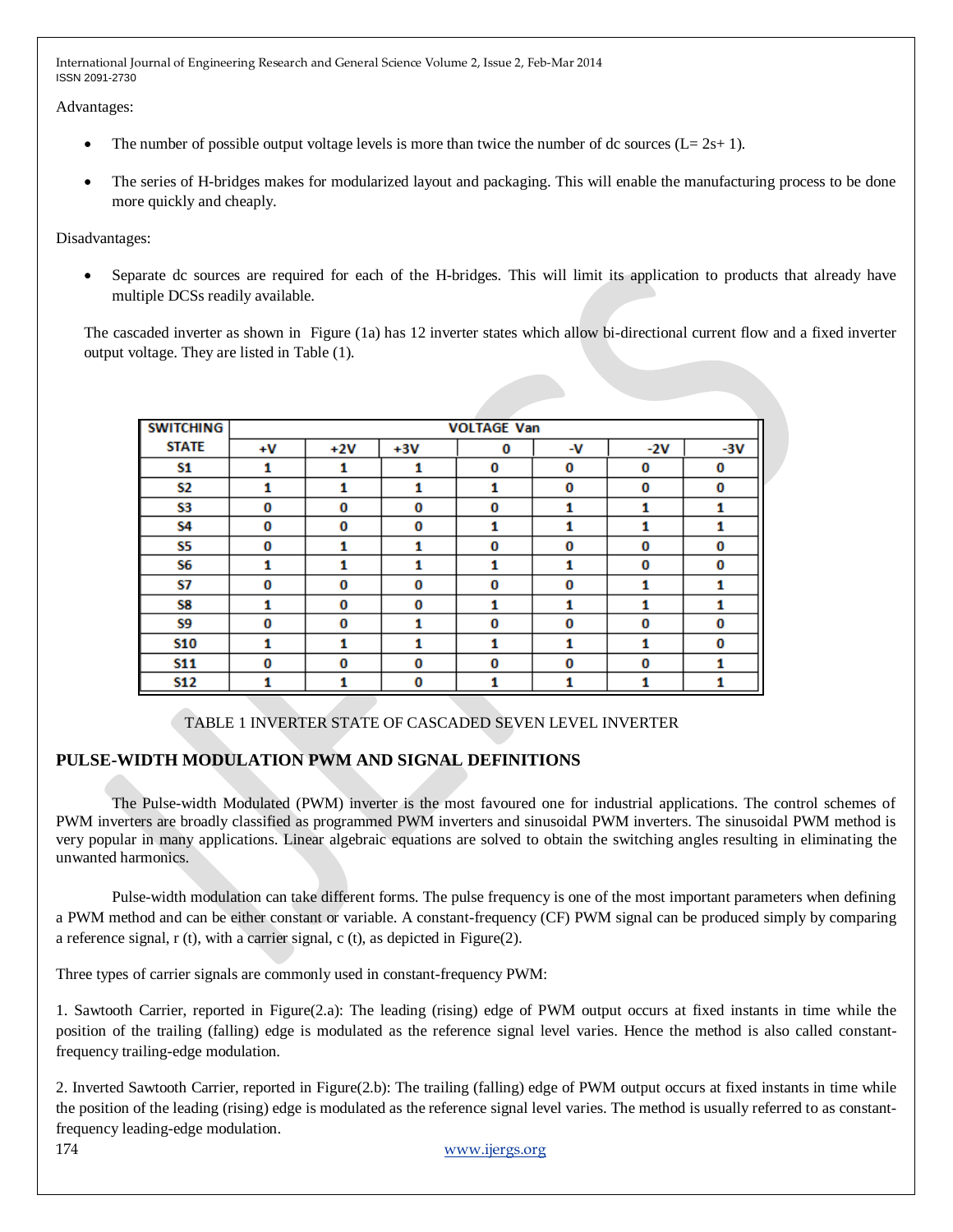Advantages:

- The number of possible output voltage levels is more than twice the number of dc sources (L= 2s+ 1).
- The series of H-bridges makes for modularized layout and packaging. This will enable the manufacturing process to be done more quickly and cheaply.

Disadvantages:

- Separate dc sources are required for each of the H-bridges. This will limit its application to products that already have multiple DCSs readily available.

The cascaded inverter as shown in Figure (1a) has 12 inverter states which allow bi-directional current flow and a fixed inverter output voltage. They are listed in Table (1).

| SWITCHING STATE | VOLTAGE Van | | | | | | |
|---|---|---|---|---|---|---|---|
| | +V | +2V | +3V | 0 | -V | -2V | -3V |
| S1 | 1 | 1 | 1 | 0 | 0 | 0 | 0 |
| S2 | 1 | 1 | 1 | 1 | 0 | 0 | 0 |
| S3 | 0 | 0 | 0 | 0 | 1 | 1 | 1 |
| S4 | 0 | 0 | 0 | 1 | 1 | 1 | 1 |
| S5 | 0 | 1 | 1 | 0 | 0 | 0 | 0 |
| S6 | 1 | 1 | 1 | 1 | 1 | 0 | 0 |
| S7 | 0 | 0 | 0 | 0 | 0 | 1 | 1 |
| S8 | 1 | 0 | 0 | 1 | 1 | 1 | 1 |
| S9 | 0 | 0 | 1 | 0 | 0 | 0 | 0 |
| S10 | 1 | 1 | 1 | 1 | 1 | 1 | 0 |
| S11 | 0 | 0 | 0 | 0 | 0 | 0 | 1 |
| S12 | 1 | 1 | 0 | 1 | 1 | 1 | 1 |

TABLE 1 INVERTER STATE OF CASCADED SEVEN LEVEL INVERTER

## PULSE-WIDTH MODULATION PWM AND SIGNAL DEFINITIONS

The Pulse-width Modulated (PWM) inverter is the most favoured one for industrial applications. The control schemes of PWM inverters are broadly classified as programmed PWM inverters and sinusoidal PWM inverters. The sinusoidal PWM method is very popular in many applications. Linear algebraic equations are solved to obtain the switching angles resulting in eliminating the unwanted harmonics.

Pulse-width modulation can take different forms. The pulse frequency is one of the most important parameters when defining a PWM method and can be either constant or variable. A constant-frequency (CF) PWM signal can be produced simply by comparing a reference signal, r (t), with a carrier signal, c (t), as depicted in Figure(2).

Three types of carrier signals are commonly used in constant-frequency PWM:

1. Sawtooth Carrier, reported in Figure(2.a): The leading (rising) edge of PWM output occurs at fixed instants in time while the position of the trailing (falling) edge is modulated as the reference signal level varies. Hence the method is also called constant-frequency trailing-edge modulation.

2. Inverted Sawtooth Carrier, reported in Figure(2.b): The trailing (falling) edge of PWM output occurs at fixed instants in time while the position of the leading (rising) edge is modulated as the reference signal level varies. The method is usually referred to as constant-frequency leading-edge modulation.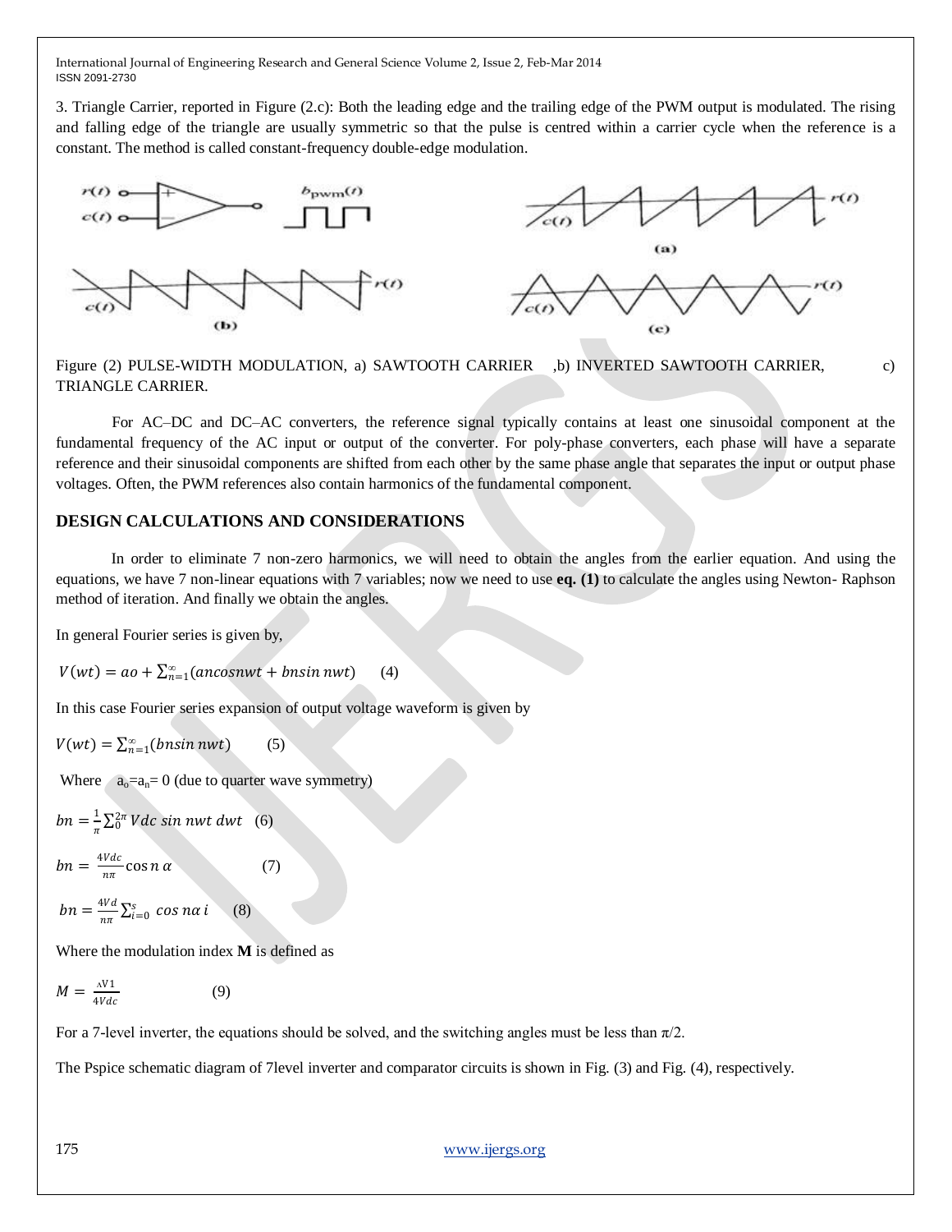3. Triangle Carrier, reported in Figure (2.c): Both the leading edge and the trailing edge of the PWM output is modulated. The rising and falling edge of the triangle are usually symmetric so that the pulse is centred within a carrier cycle when the reference is a constant. The method is called constant-frequency double-edge modulation.

Figure (2) PULSE-WIDTH MODULATION, a) SAWTOOTH CARRIER ,b) INVERTED SAWTOOTH CARRIER, c) TRIANGLE CARRIER.

For AC–DC and DC–AC converters, the reference signal typically contains at least one sinusoidal component at the fundamental frequency of the AC input or output of the converter. For poly-phase converters, each phase will have a separate reference and their sinusoidal components are shifted from each other by the same phase angle that separates the input or output phase voltages. Often, the PWM references also contain harmonics of the fundamental component.

## DESIGN CALCULATIONS AND CONSIDERATIONS

In order to eliminate 7 non-zero harmonics, we will need to obtain the angles from the earlier equation. And using the equations, we have 7 non-linear equations with 7 variables; now we need to use **eq. (1)** to calculate the angles using Newton- Raphson method of iteration. And finally we obtain the angles.

In general Fourier series is given by,

$$V(wt) = ao + \sum_{n=1}^{\infty}(ancosnwt + bnsin\, nwt) \qquad (4)$$

In this case Fourier series expansion of output voltage waveform is given by

$$V(wt) = \sum_{n=1}^{\infty}(bnsin\, nwt) \qquad (5)$$

Where $a_o = a_n = 0$ (due to quarter wave symmetry)

$$bn = \frac{1}{\pi}\sum_{0}^{2\pi} Vdc\ sin\ nwt\ dwt \quad (6)$$

$$bn = \frac{4Vdc}{n\pi}\cos n\,\alpha \qquad (7)$$

$$bn = \frac{4Vd}{n\pi}\sum_{i=0}^{s} cos\ n\alpha\ i \qquad (8)$$

Where the modulation index **M** is defined as

$$M = \frac{{}^{\wedge}V1}{4Vdc} \qquad (9)$$

For a 7-level inverter, the equations should be solved, and the switching angles must be less than $\pi/2$.

The Pspice schematic diagram of 7level inverter and comparator circuits is shown in Fig. (3) and Fig. (4), respectively.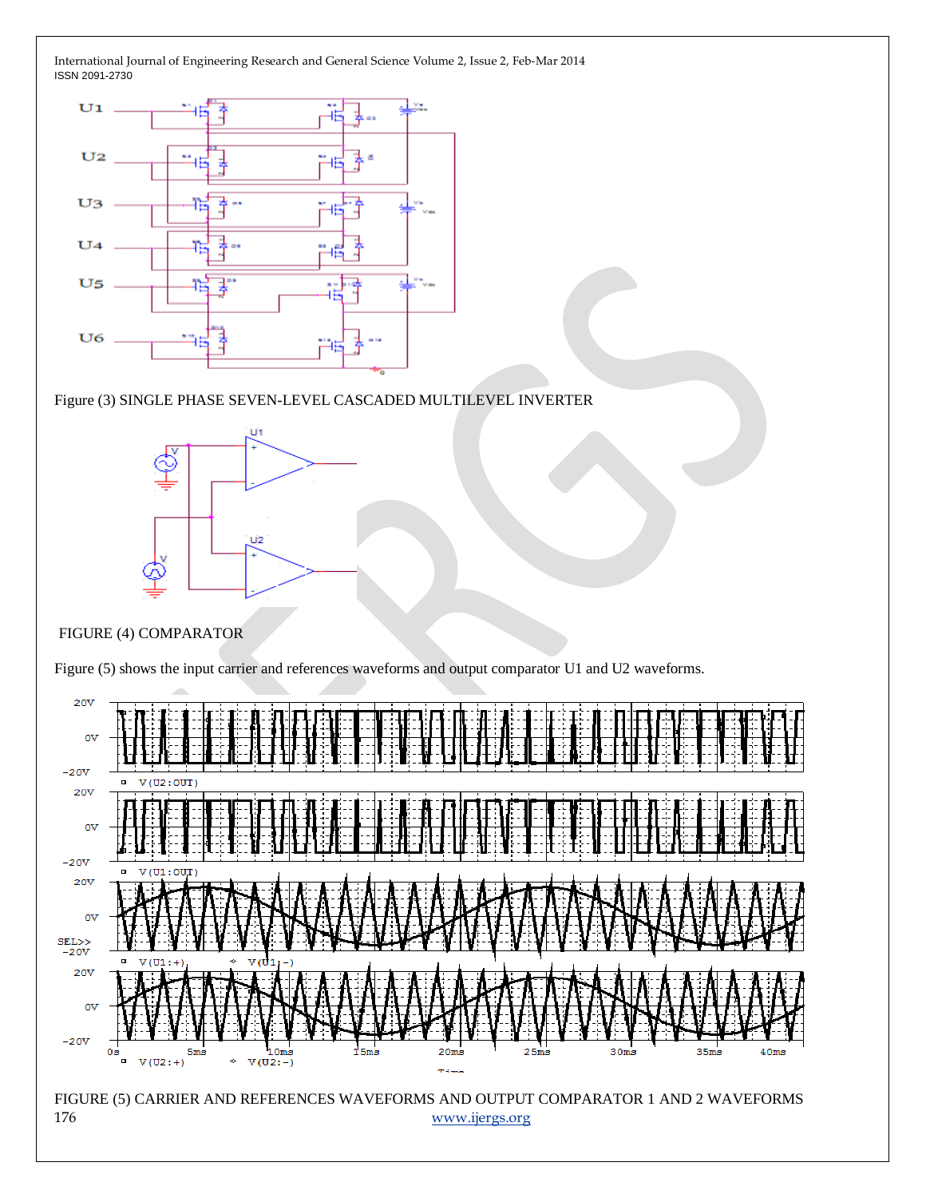Figure (3) SINGLE PHASE SEVEN-LEVEL CASCADED MULTILEVEL INVERTER

FIGURE (4) COMPARATOR

Figure (5) shows the input carrier and references waveforms and output comparator U1 and U2 waveforms.

FIGURE (5) CARRIER AND REFERENCES WAVEFORMS AND OUTPUT COMPARATOR 1 AND 2 WAVEFORMS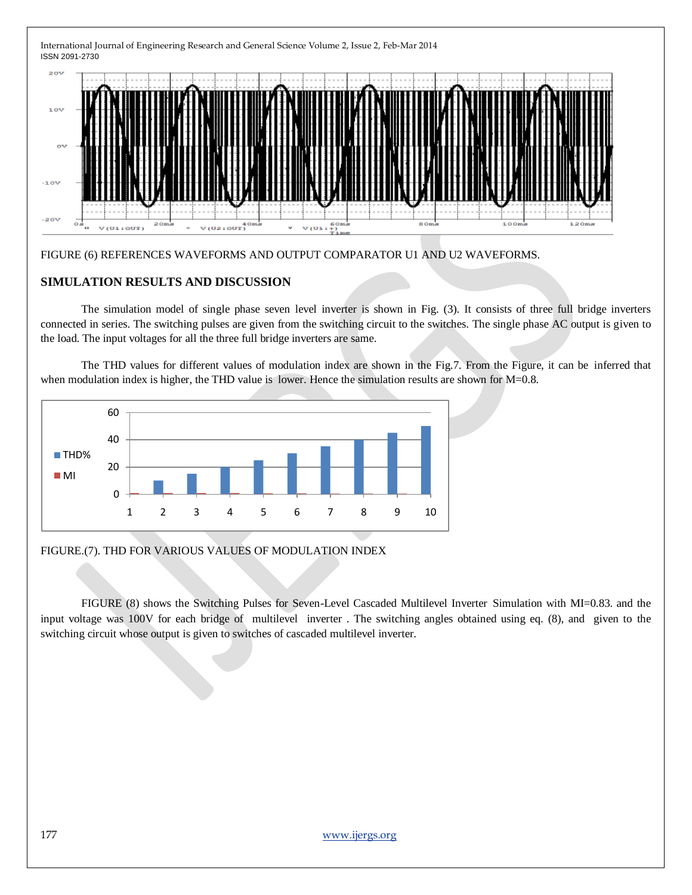FIGURE (6) REFERENCES WAVEFORMS AND OUTPUT COMPARATOR U1 AND U2 WAVEFORMS.

## SIMULATION RESULTS AND DISCUSSION

The simulation model of single phase seven level inverter is shown in Fig. (3). It consists of three full bridge inverters connected in series. The switching pulses are given from the switching circuit to the switches. The single phase AC output is given to the load. The input voltages for all the three full bridge inverters are same.

The THD values for different values of modulation index are shown in the Fig.7. From the Figure, it can be inferred that when modulation index is higher, the THD value is lower. Hence the simulation results are shown for M=0.8.

FIGURE.(7). THD FOR VARIOUS VALUES OF MODULATION INDEX

FIGURE (8) shows the Switching Pulses for Seven-Level Cascaded Multilevel Inverter Simulation with MI=0.83. and the input voltage was 100V for each bridge of multilevel inverter . The switching angles obtained using eq. (8), and given to the switching circuit whose output is given to switches of cascaded multilevel inverter.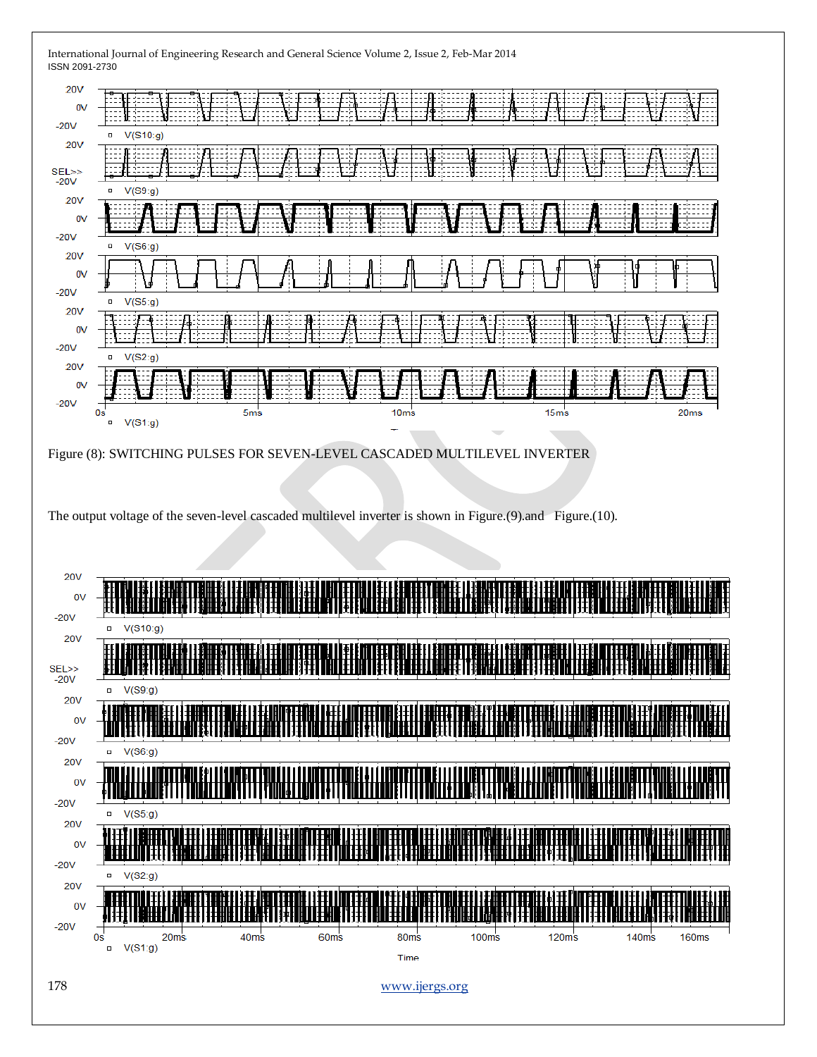Figure (8): SWITCHING PULSES FOR SEVEN-LEVEL CASCADED MULTILEVEL INVERTER

The output voltage of the seven-level cascaded multilevel inverter is shown in Figure.(9).and Figure.(10).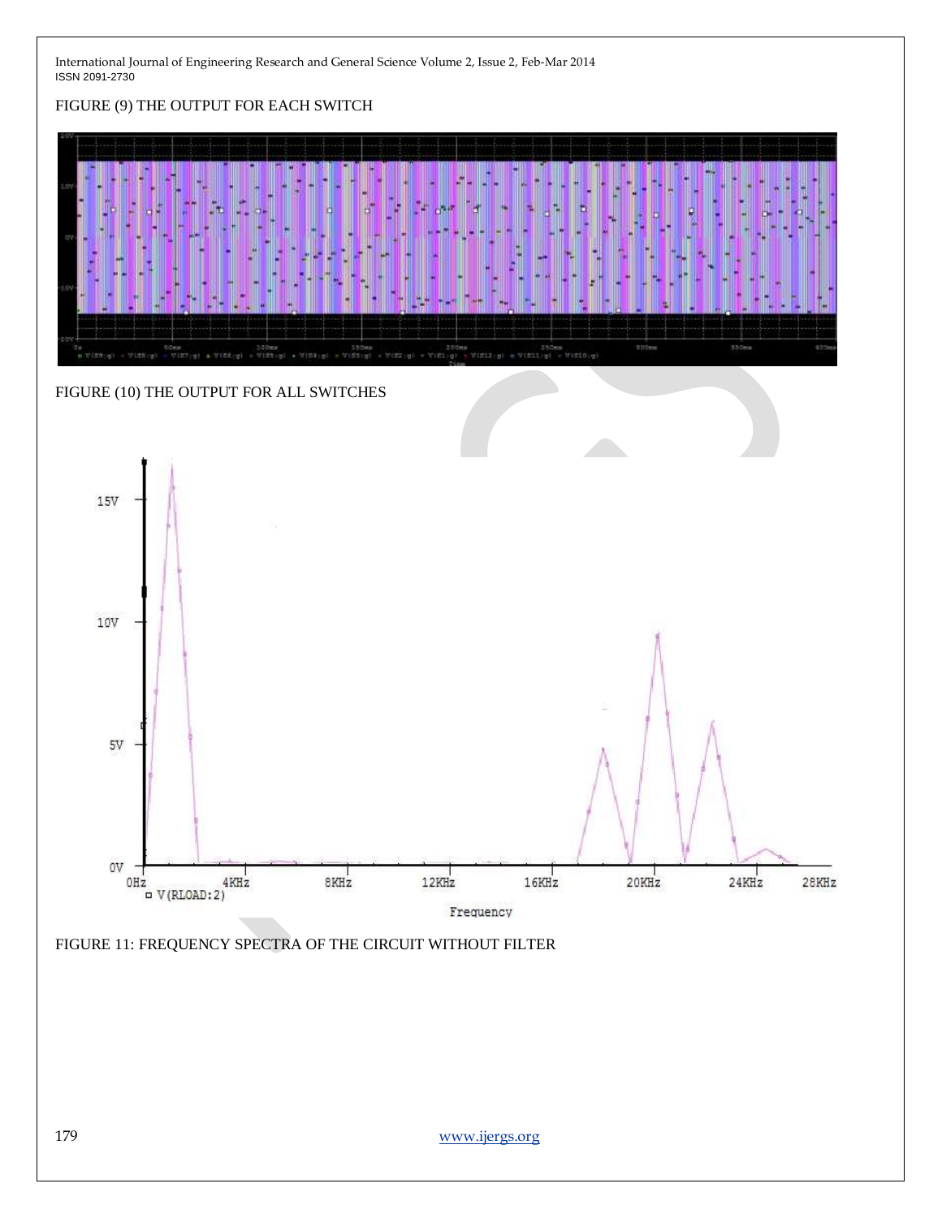FIGURE (9) THE OUTPUT FOR EACH SWITCH

FIGURE (10) THE OUTPUT FOR ALL SWITCHES

FIGURE 11: FREQUENCY SPECTRA OF THE CIRCUIT WITHOUT FILTER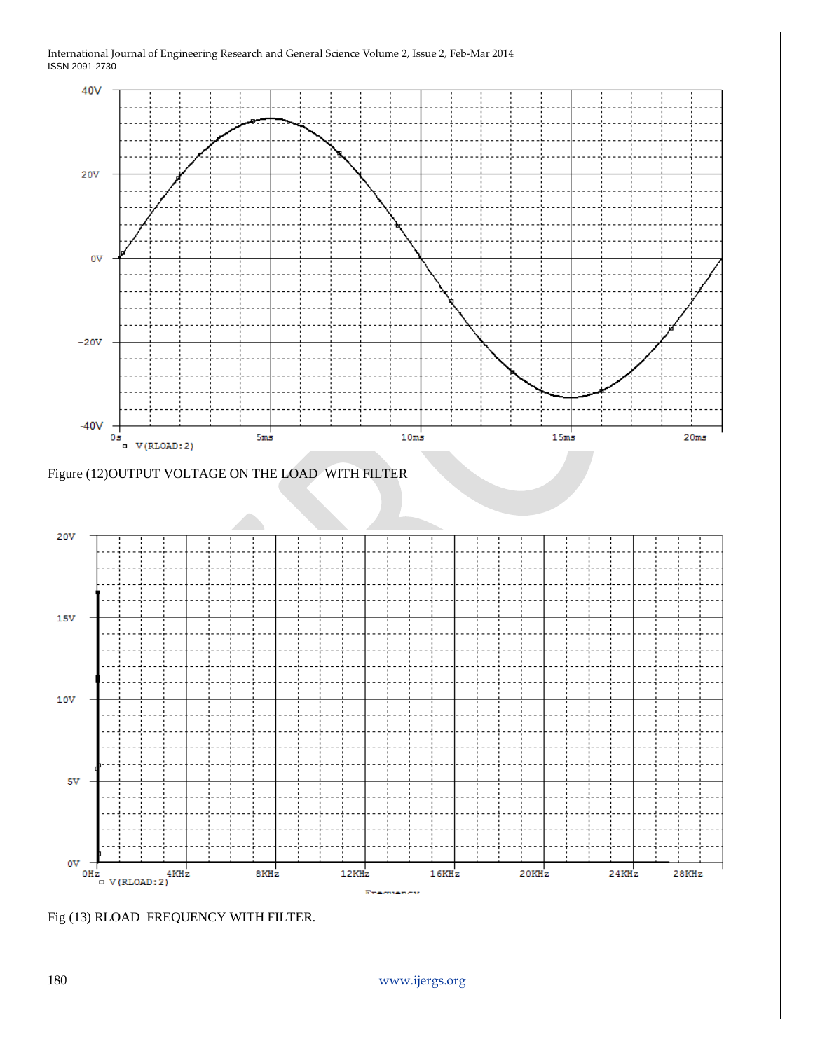Figure (12)OUTPUT VOLTAGE ON THE LOAD WITH FILTER

Fig (13) RLOAD FREQUENCY WITH FILTER.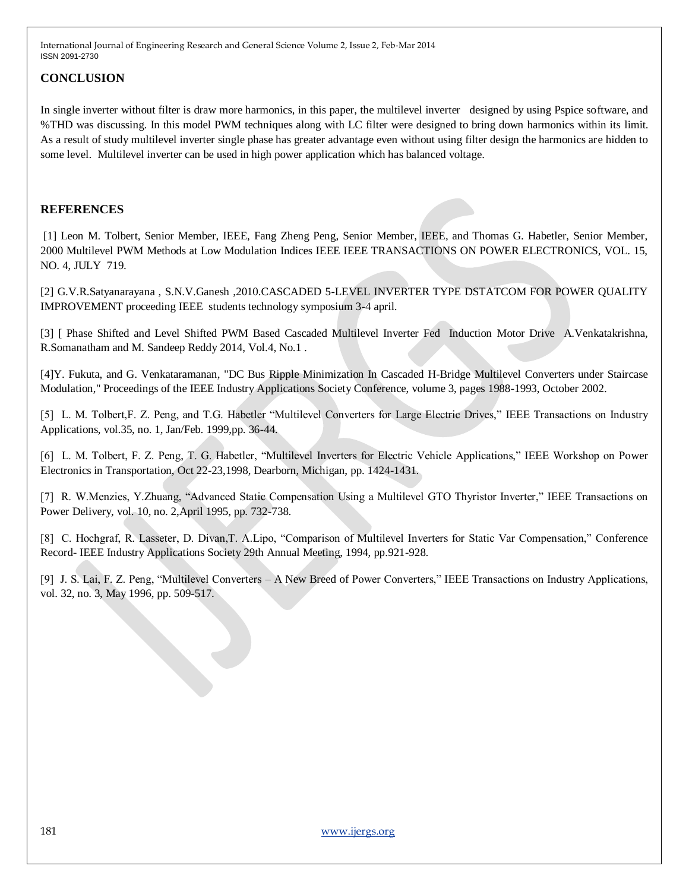## CONCLUSION

In single inverter without filter is draw more harmonics, in this paper, the multilevel inverter designed by using Pspice software, and %THD was discussing. In this model PWM techniques along with LC filter were designed to bring down harmonics within its limit. As a result of study multilevel inverter single phase has greater advantage even without using filter design the harmonics are hidden to some level. Multilevel inverter can be used in high power application which has balanced voltage.

## REFERENCES

[1] Leon M. Tolbert, Senior Member, IEEE, Fang Zheng Peng, Senior Member, IEEE, and Thomas G. Habetler, Senior Member, 2000 Multilevel PWM Methods at Low Modulation Indices IEEE IEEE TRANSACTIONS ON POWER ELECTRONICS, VOL. 15, NO. 4, JULY 719.

[2] G.V.R.Satyanarayana , S.N.V.Ganesh ,2010.CASCADED 5-LEVEL INVERTER TYPE DSTATCOM FOR POWER QUALITY IMPROVEMENT proceeding IEEE students technology symposium 3-4 april.

[3] [ Phase Shifted and Level Shifted PWM Based Cascaded Multilevel Inverter Fed Induction Motor Drive A.Venkatakrishna, R.Somanatham and M. Sandeep Reddy 2014, Vol.4, No.1 .

[4]Y. Fukuta, and G. Venkataramanan, "DC Bus Ripple Minimization In Cascaded H-Bridge Multilevel Converters under Staircase Modulation," Proceedings of the IEEE Industry Applications Society Conference, volume 3, pages 1988-1993, October 2002.

[5] L. M. Tolbert,F. Z. Peng, and T.G. Habetler "Multilevel Converters for Large Electric Drives," IEEE Transactions on Industry Applications, vol.35, no. 1, Jan/Feb. 1999,pp. 36-44.

[6] L. M. Tolbert, F. Z. Peng, T. G. Habetler, "Multilevel Inverters for Electric Vehicle Applications," IEEE Workshop on Power Electronics in Transportation, Oct 22-23,1998, Dearborn, Michigan, pp. 1424-1431.

[7] R. W.Menzies, Y.Zhuang, "Advanced Static Compensation Using a Multilevel GTO Thyristor Inverter," IEEE Transactions on Power Delivery, vol. 10, no. 2,April 1995, pp. 732-738.

[8] C. Hochgraf, R. Lasseter, D. Divan,T. A.Lipo, "Comparison of Multilevel Inverters for Static Var Compensation," Conference Record- IEEE Industry Applications Society 29th Annual Meeting, 1994, pp.921-928.

[9] J. S. Lai, F. Z. Peng, "Multilevel Converters – A New Breed of Power Converters," IEEE Transactions on Industry Applications, vol. 32, no. 3, May 1996, pp. 509-517.